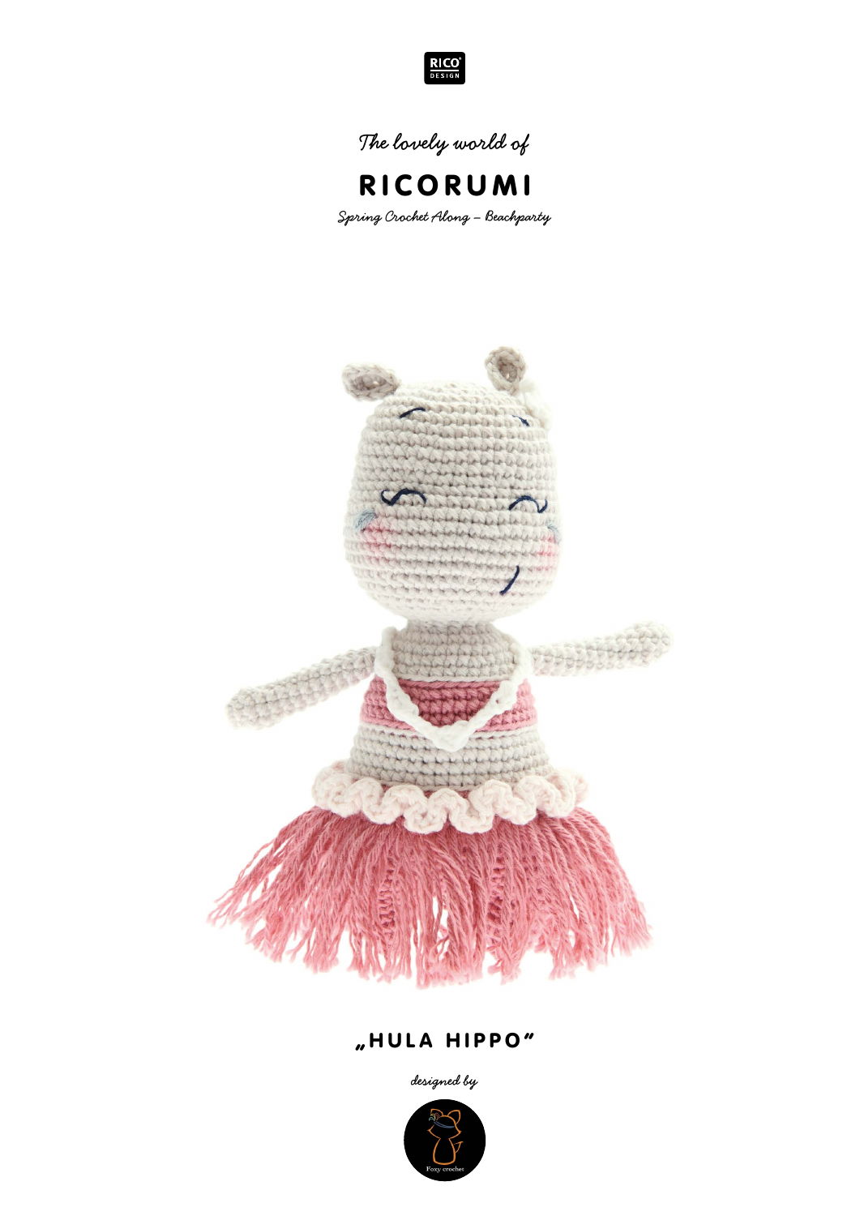RICO DESIGN

*The lovely world of*

# RICORUMI

*Spring Crochet Along – Beachparty*

## „HULA HIPPO"

*designed by*

Foxy crochet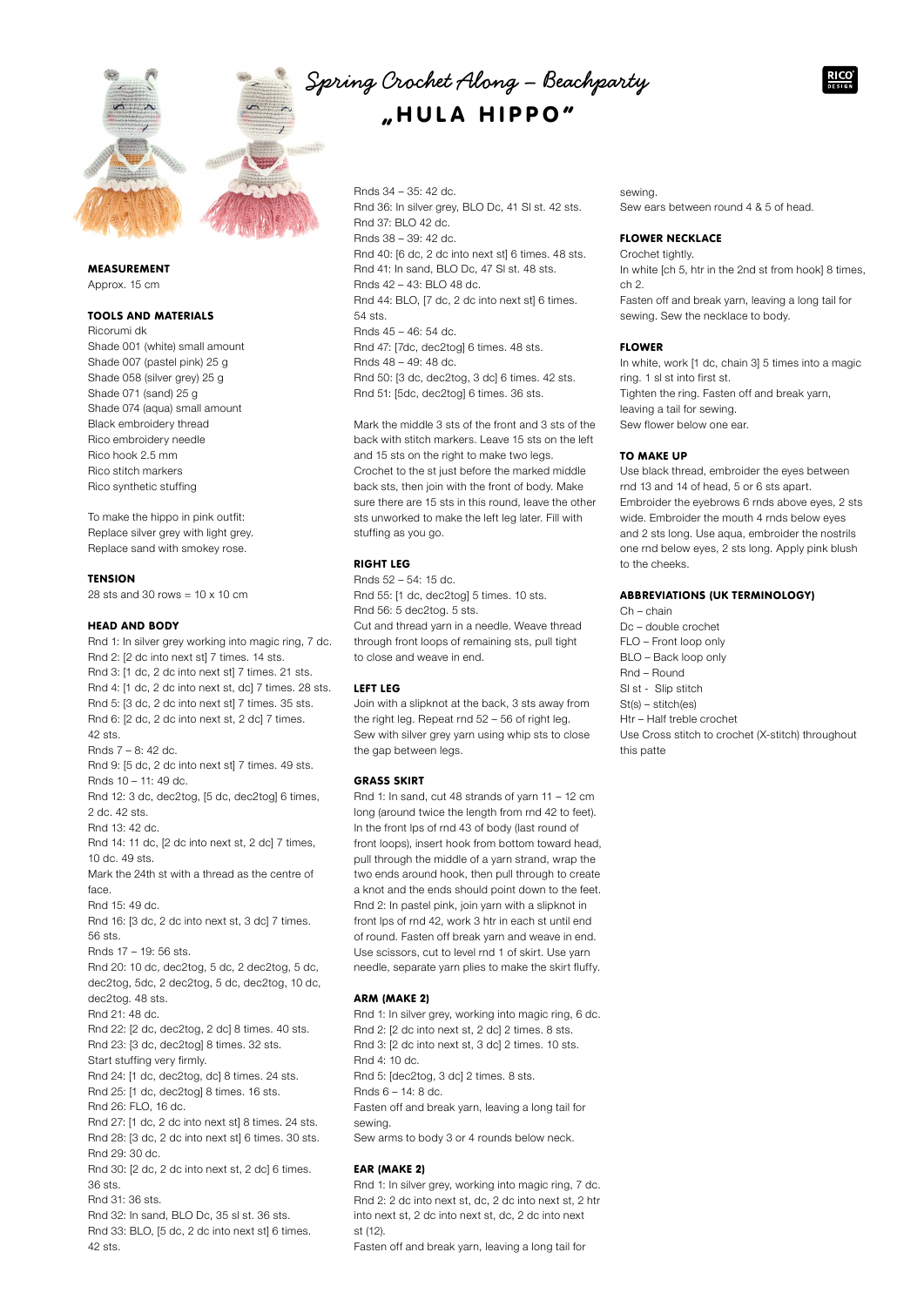# Spring Crochet Along – Beachparty

## „HULA HIPPO"

### MEASUREMENT

Approx. 15 cm

### TOOLS AND MATERIALS

Ricorumi dk
Shade 001 (white) small amount
Shade 007 (pastel pink) 25 g
Shade 058 (silver grey) 25 g
Shade 071 (sand) 25 g
Shade 074 (aqua) small amount
Black embroidery thread
Rico embroidery needle
Rico hook 2.5 mm
Rico stitch markers
Rico synthetic stuffing

To make the hippo in pink outfit:
Replace silver grey with light grey.
Replace sand with smokey rose.

### TENSION

28 sts and 30 rows = 10 x 10 cm

### HEAD AND BODY

Rnd 1: In silver grey working into magic ring, 7 dc.
Rnd 2: [2 dc into next st] 7 times. 14 sts.
Rnd 3: [1 dc, 2 dc into next st] 7 times. 21 sts.
Rnd 4: [1 dc, 2 dc into next st, dc] 7 times. 28 sts.
Rnd 5: [3 dc, 2 dc into next st] 7 times. 35 sts.
Rnd 6: [2 dc, 2 dc into next st, 2 dc] 7 times. 42 sts.
Rnds 7 – 8: 42 dc.
Rnd 9: [5 dc, 2 dc into next st] 7 times. 49 sts.
Rnds 10 – 11: 49 dc.
Rnd 12: 3 dc, dec2tog, [5 dc, dec2tog] 6 times, 2 dc. 42 sts.
Rnd 13: 42 dc.
Rnd 14: 11 dc, [2 dc into next st, 2 dc] 7 times, 10 dc. 49 sts.
Mark the 24th st with a thread as the centre of face.
Rnd 15: 49 dc.
Rnd 16: [3 dc, 2 dc into next st, 3 dc] 7 times. 56 sts.
Rnds 17 – 19: 56 sts.
Rnd 20: 10 dc, dec2tog, 5 dc, 2 dec2tog, 5 dc, dec2tog, 5dc, 2 dec2tog, 5 dc, dec2tog, 10 dc, dec2tog. 48 sts.
Rnd 21: 48 dc.
Rnd 22: [2 dc, dec2tog, 2 dc] 8 times. 40 sts.
Rnd 23: [3 dc, dec2tog] 8 times. 32 sts.
Start stuffing very firmly.
Rnd 24: [1 dc, dec2tog, dc] 8 times. 24 sts.
Rnd 25: [1 dc, dec2tog] 8 times. 16 sts.
Rnd 26: FLO, 16 dc.
Rnd 27: [1 dc, 2 dc into next st] 8 times. 24 sts.
Rnd 28: [3 dc, 2 dc into next st] 6 times. 30 sts.
Rnd 29: 30 dc.
Rnd 30: [2 dc, 2 dc into next st, 2 dc] 6 times. 36 sts.
Rnd 31: 36 sts.
Rnd 32: In sand, BLO Dc, 35 sl st. 36 sts.
Rnd 33: BLO, [5 dc, 2 dc into next st] 6 times. 42 sts.
Rnds 34 – 35: 42 dc.
Rnd 36: In silver grey, BLO Dc, 41 Sl st. 42 sts.
Rnd 37: BLO 42 dc.
Rnds 38 – 39: 42 dc.
Rnd 40: [6 dc, 2 dc into next st] 6 times. 48 sts.
Rnd 41: In sand, BLO Dc, 47 Sl st. 48 sts.
Rnds 42 – 43: BLO 48 dc.
Rnd 44: BLO, [7 dc, 2 dc into next st] 6 times. 54 sts.
Rnds 45 – 46: 54 dc.
Rnd 47: [7dc, dec2tog] 6 times. 48 sts.
Rnds 48 – 49: 48 dc.
Rnd 50: [3 dc, dec2tog, 3 dc] 6 times. 42 sts.
Rnd 51: [5dc, dec2tog] 6 times. 36 sts.

Mark the middle 3 sts of the front and 3 sts of the back with stitch markers. Leave 15 sts on the left and 15 sts on the right to make two legs.
Crochet to the st just before the marked middle back sts, then join with the front of body. Make sure there are 15 sts in this round, leave the other sts unworked to make the left leg later. Fill with stuffing as you go.

### RIGHT LEG

Rnds 52 – 54: 15 dc.
Rnd 55: [1 dc, dec2tog] 5 times. 10 sts.
Rnd 56: 5 dec2tog. 5 sts.
Cut and thread yarn in a needle. Weave thread through front loops of remaining sts, pull tight to close and weave in end.

### LEFT LEG

Join with a slipknot at the back, 3 sts away from the right leg. Repeat rnd 52 – 56 of right leg.
Sew with silver grey yarn using whip sts to close the gap between legs.

### GRASS SKIRT

Rnd 1: In sand, cut 48 strands of yarn 11 – 12 cm long (around twice the length from rnd 42 to feet).
In the front lps of rnd 43 of body (last round of front loops), insert hook from bottom toward head, pull through the middle of a yarn strand, wrap the two ends around hook, then pull through to create a knot and the ends should point down to the feet.
Rnd 2: In pastel pink, join yarn with a slipknot in front lps of rnd 42, work 3 htr in each st until end of round. Fasten off break yarn and weave in end.
Use scissors, cut to level rnd 1 of skirt. Use yarn needle, separate yarn plies to make the skirt fluffy.

### ARM (MAKE 2)

Rnd 1: In silver grey, working into magic ring, 6 dc.
Rnd 2: [2 dc into next st, 2 dc] 2 times. 8 sts.
Rnd 3: [2 dc into next st, 3 dc] 2 times. 10 sts.
Rnd 4: 10 dc.
Rnd 5: [dec2tog, 3 dc] 2 times. 8 sts.
Rnds 6 – 14: 8 dc.
Fasten off and break yarn, leaving a long tail for sewing.
Sew arms to body 3 or 4 rounds below neck.

### EAR (MAKE 2)

Rnd 1: In silver grey, working into magic ring, 7 dc.
Rnd 2: 2 dc into next st, dc, 2 dc into next st, 2 htr into next st, 2 dc into next st, dc, 2 dc into next st (12).
Fasten off and break yarn, leaving a long tail for sewing.
Sew ears between round 4 & 5 of head.

### FLOWER NECKLACE

Crochet tightly.
In white [ch 5, htr in the 2nd st from hook] 8 times, ch 2.
Fasten off and break yarn, leaving a long tail for sewing. Sew the necklace to body.

### FLOWER

In white, work [1 dc, chain 3] 5 times into a magic ring. 1 sl st into first st.
Tighten the ring. Fasten off and break yarn, leaving a tail for sewing.
Sew flower below one ear.

### TO MAKE UP

Use black thread, embroider the eyes between rnd 13 and 14 of head, 5 or 6 sts apart.
Embroider the eyebrows 6 rnds above eyes, 2 sts wide. Embroider the mouth 4 rnds below eyes and 2 sts long. Use aqua, embroider the nostrils one rnd below eyes, 2 sts long. Apply pink blush to the cheeks.

### ABBREVIATIONS (UK TERMINOLOGY)

Ch – chain
Dc – double crochet
FLO – Front loop only
BLO – Back loop only
Rnd – Round
Sl st - Slip stitch
St(s) – stitch(es)
Htr – Half treble crochet
Use Cross stitch to crochet (X-stitch) throughout this patte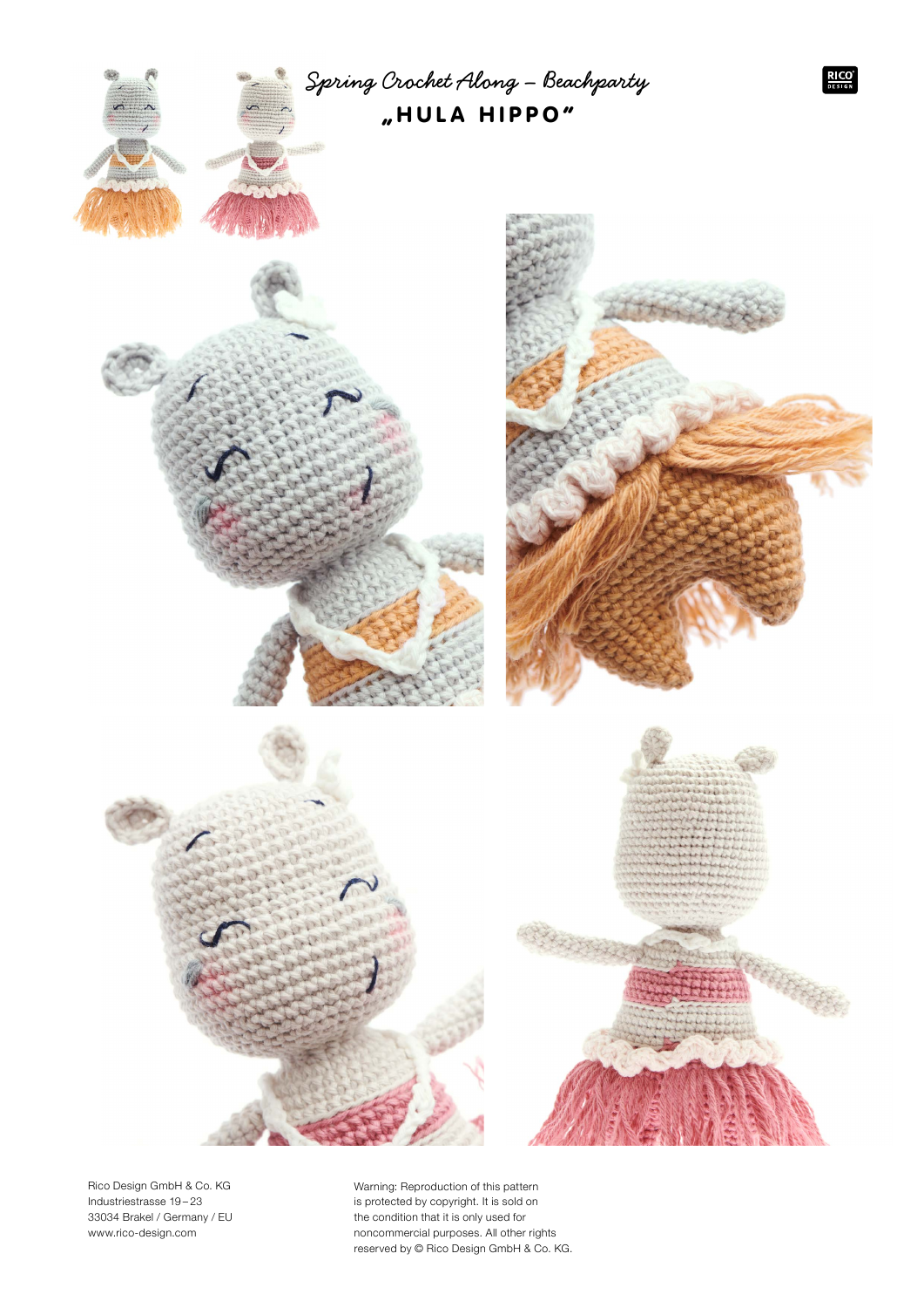*Spring Crochet Along – Beachparty*

# „HULA HIPPO"

RICO DESIGN

Rico Design GmbH & Co. KG
Industriestrasse 19 – 23
33034 Brakel / Germany / EU
www.rico-design.com

Warning: Reproduction of this pattern is protected by copyright. It is sold on the condition that it is only used for noncommercial purposes. All other rights reserved by © Rico Design GmbH & Co. KG.